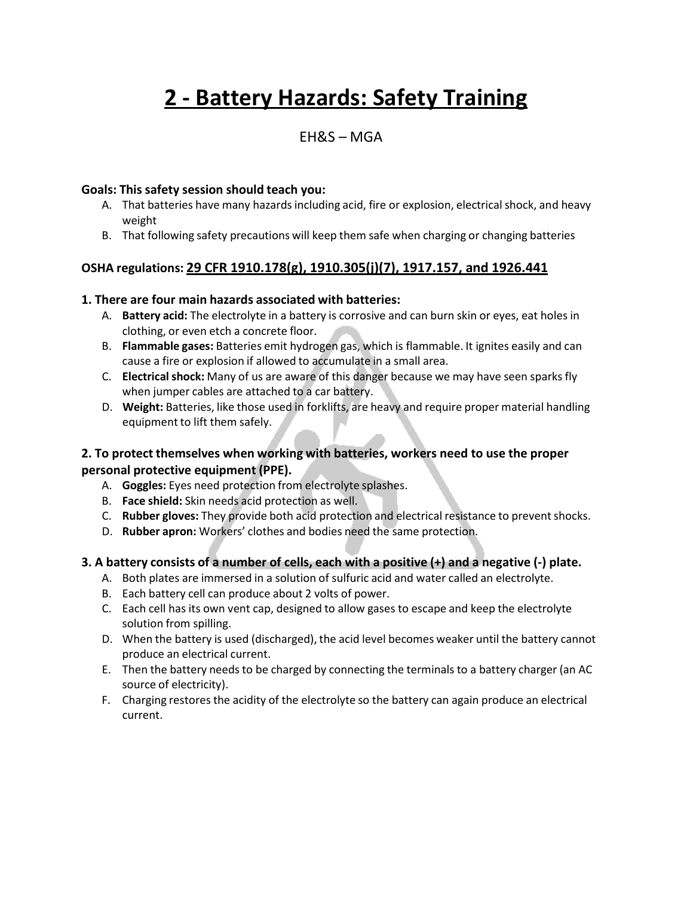# 2 - Battery Hazards: Safety Training

EH&S – MGA

**Goals: This safety session should teach you:**

A. That batteries have many hazards including acid, fire or explosion, electrical shock, and heavy weight
B. That following safety precautions will keep them safe when charging or changing batteries

**OSHA regulations: 29 CFR 1910.178(g), 1910.305(j)(7), 1917.157, and 1926.441**

### 1. There are four main hazards associated with batteries:

A. **Battery acid:** The electrolyte in a battery is corrosive and can burn skin or eyes, eat holes in clothing, or even etch a concrete floor.
B. **Flammable gases:** Batteries emit hydrogen gas, which is flammable. It ignites easily and can cause a fire or explosion if allowed to accumulate in a small area.
C. **Electrical shock:** Many of us are aware of this danger because we may have seen sparks fly when jumper cables are attached to a car battery.
D. **Weight:** Batteries, like those used in forklifts, are heavy and require proper material handling equipment to lift them safely.

### 2. To protect themselves when working with batteries, workers need to use the proper personal protective equipment (PPE).

A. **Goggles:** Eyes need protection from electrolyte splashes.
B. **Face shield:** Skin needs acid protection as well.
C. **Rubber gloves:** They provide both acid protection and electrical resistance to prevent shocks.
D. **Rubber apron:** Workers' clothes and bodies need the same protection.

### 3. A battery consists of a number of cells, each with a positive (+) and a negative (-) plate.

A. Both plates are immersed in a solution of sulfuric acid and water called an electrolyte.
B. Each battery cell can produce about 2 volts of power.
C. Each cell has its own vent cap, designed to allow gases to escape and keep the electrolyte solution from spilling.
D. When the battery is used (discharged), the acid level becomes weaker until the battery cannot produce an electrical current.
E. Then the battery needs to be charged by connecting the terminals to a battery charger (an AC source of electricity).
F. Charging restores the acidity of the electrolyte so the battery can again produce an electrical current.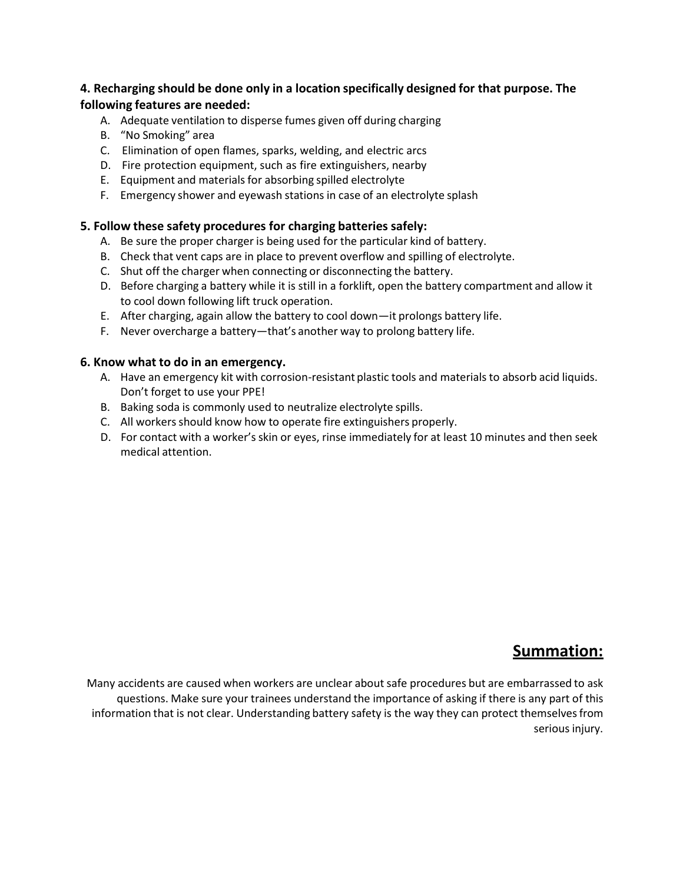**4. Recharging should be done only in a location specifically designed for that purpose. The following features are needed:**

A. Adequate ventilation to disperse fumes given off during charging
B. "No Smoking" area
C. Elimination of open flames, sparks, welding, and electric arcs
D. Fire protection equipment, such as fire extinguishers, nearby
E. Equipment and materials for absorbing spilled electrolyte
F. Emergency shower and eyewash stations in case of an electrolyte splash

**5. Follow these safety procedures for charging batteries safely:**

A. Be sure the proper charger is being used for the particular kind of battery.
B. Check that vent caps are in place to prevent overflow and spilling of electrolyte.
C. Shut off the charger when connecting or disconnecting the battery.
D. Before charging a battery while it is still in a forklift, open the battery compartment and allow it to cool down following lift truck operation.
E. After charging, again allow the battery to cool down—it prolongs battery life.
F. Never overcharge a battery—that's another way to prolong battery life.

**6. Know what to do in an emergency.**

A. Have an emergency kit with corrosion-resistant plastic tools and materials to absorb acid liquids. Don't forget to use your PPE!
B. Baking soda is commonly used to neutralize electrolyte spills.
C. All workers should know how to operate fire extinguishers properly.
D. For contact with a worker's skin or eyes, rinse immediately for at least 10 minutes and then seek medical attention.

## Summation:

Many accidents are caused when workers are unclear about safe procedures but are embarrassed to ask questions. Make sure your trainees understand the importance of asking if there is any part of this information that is not clear. Understanding battery safety is the way they can protect themselves from serious injury.